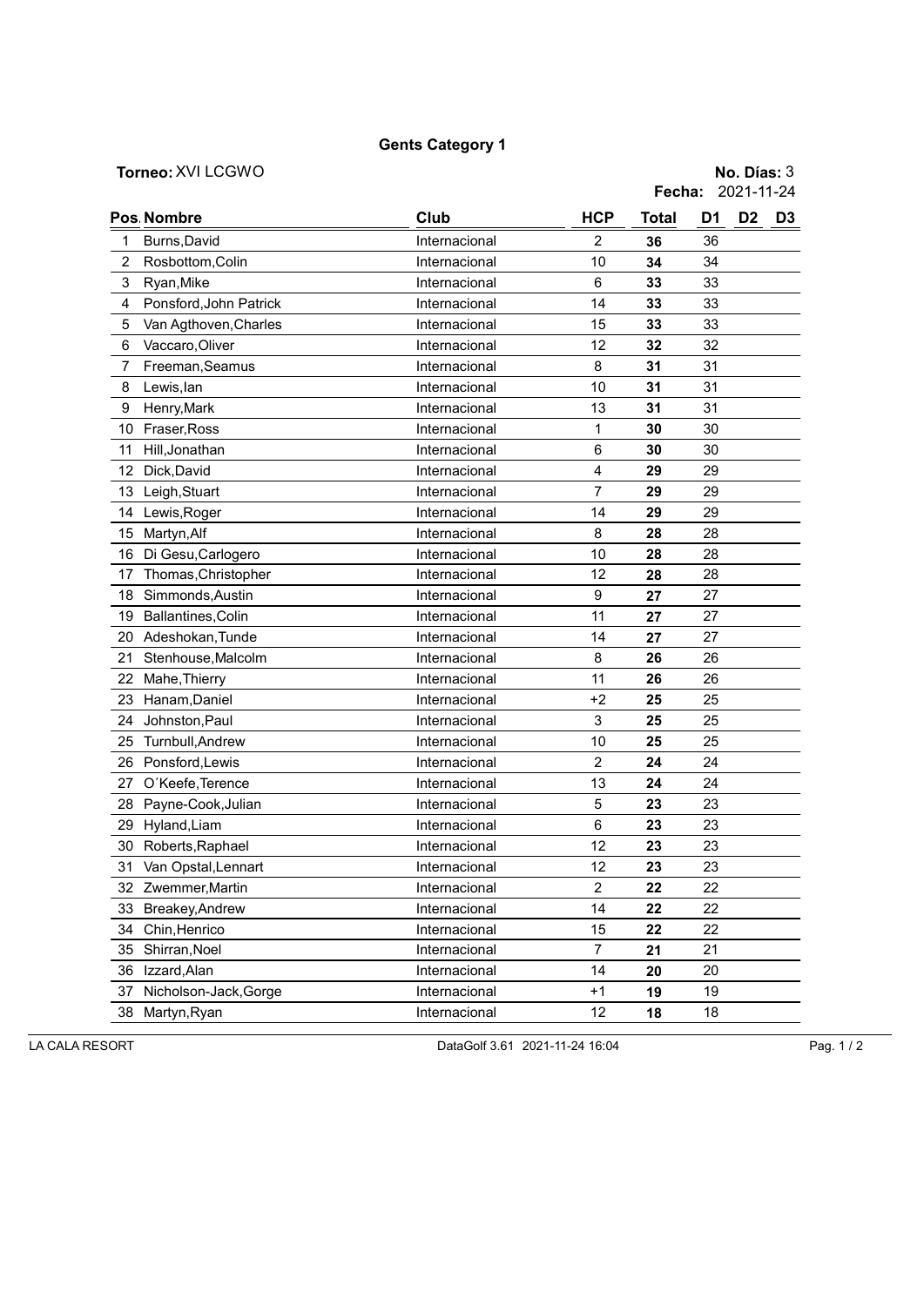# Gents Category 1

**Torneo:** XVI LCGWO

**No. Días:** 3

**Fecha:** 2021-11-24

| Pos. | Nombre | Club | HCP | Total | D1 | D2 | D3 |
|---|---|---|---|---|---|---|---|
| 1 | Burns,David | Internacional | 2 | **36** | 36 | | |
| 2 | Rosbottom,Colin | Internacional | 10 | **34** | 34 | | |
| 3 | Ryan,Mike | Internacional | 6 | **33** | 33 | | |
| 4 | Ponsford,John Patrick | Internacional | 14 | **33** | 33 | | |
| 5 | Van Agthoven,Charles | Internacional | 15 | **33** | 33 | | |
| 6 | Vaccaro,Oliver | Internacional | 12 | **32** | 32 | | |
| 7 | Freeman,Seamus | Internacional | 8 | **31** | 31 | | |
| 8 | Lewis,Ian | Internacional | 10 | **31** | 31 | | |
| 9 | Henry,Mark | Internacional | 13 | **31** | 31 | | |
| 10 | Fraser,Ross | Internacional | 1 | **30** | 30 | | |
| 11 | Hill,Jonathan | Internacional | 6 | **30** | 30 | | |
| 12 | Dick,David | Internacional | 4 | **29** | 29 | | |
| 13 | Leigh,Stuart | Internacional | 7 | **29** | 29 | | |
| 14 | Lewis,Roger | Internacional | 14 | **29** | 29 | | |
| 15 | Martyn,Alf | Internacional | 8 | **28** | 28 | | |
| 16 | Di Gesu,Carlogero | Internacional | 10 | **28** | 28 | | |
| 17 | Thomas,Christopher | Internacional | 12 | **28** | 28 | | |
| 18 | Simmonds,Austin | Internacional | 9 | **27** | 27 | | |
| 19 | Ballantines,Colin | Internacional | 11 | **27** | 27 | | |
| 20 | Adeshokan,Tunde | Internacional | 14 | **27** | 27 | | |
| 21 | Stenhouse,Malcolm | Internacional | 8 | **26** | 26 | | |
| 22 | Mahe,Thierry | Internacional | 11 | **26** | 26 | | |
| 23 | Hanam,Daniel | Internacional | +2 | **25** | 25 | | |
| 24 | Johnston,Paul | Internacional | 3 | **25** | 25 | | |
| 25 | Turnbull,Andrew | Internacional | 10 | **25** | 25 | | |
| 26 | Ponsford,Lewis | Internacional | 2 | **24** | 24 | | |
| 27 | O´Keefe,Terence | Internacional | 13 | **24** | 24 | | |
| 28 | Payne-Cook,Julian | Internacional | 5 | **23** | 23 | | |
| 29 | Hyland,Liam | Internacional | 6 | **23** | 23 | | |
| 30 | Roberts,Raphael | Internacional | 12 | **23** | 23 | | |
| 31 | Van Opstal,Lennart | Internacional | 12 | **23** | 23 | | |
| 32 | Zwemmer,Martin | Internacional | 2 | **22** | 22 | | |
| 33 | Breakey,Andrew | Internacional | 14 | **22** | 22 | | |
| 34 | Chin,Henrico | Internacional | 15 | **22** | 22 | | |
| 35 | Shirran,Noel | Internacional | 7 | **21** | 21 | | |
| 36 | Izzard,Alan | Internacional | 14 | **20** | 20 | | |
| 37 | Nicholson-Jack,Gorge | Internacional | +1 | **19** | 19 | | |
| 38 | Martyn,Ryan | Internacional | 12 | **18** | 18 | | |

LA CALA RESORT — DataGolf 3.61 2021-11-24 16:04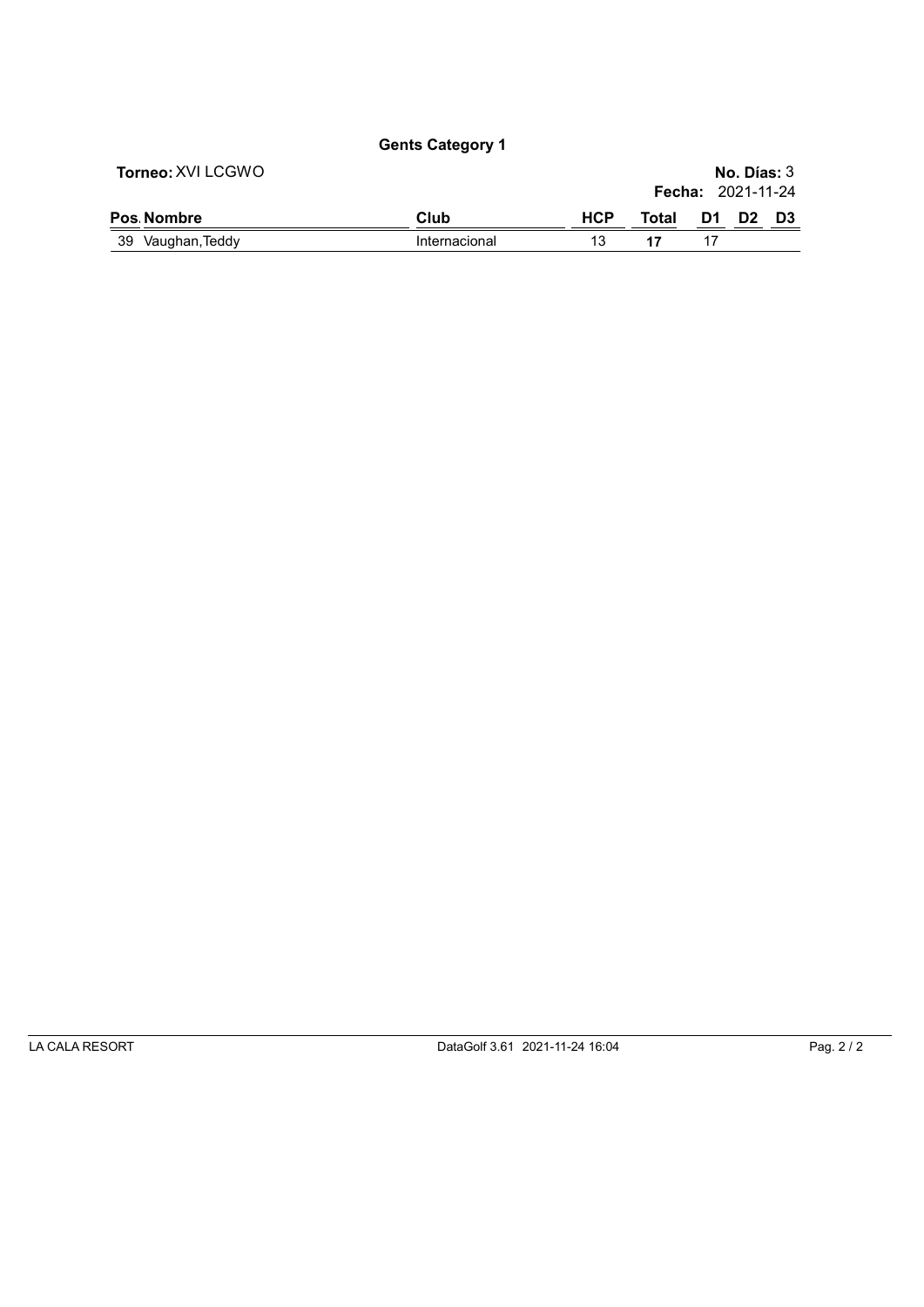## Gents Category 1

**Torneo:** XVI LCGWO

**No. Días:** 3

**Fecha:** 2021-11-24

| Pos. | Nombre | Club | HCP | Total | D1 | D2 | D3 |
|---|---|---|---|---|---|---|---|
| 39 | Vaughan,Teddy | Internacional | 13 | **17** | 17 | | |

LA CALA RESORT DataGolf 3.61 2021-11-24 16:04